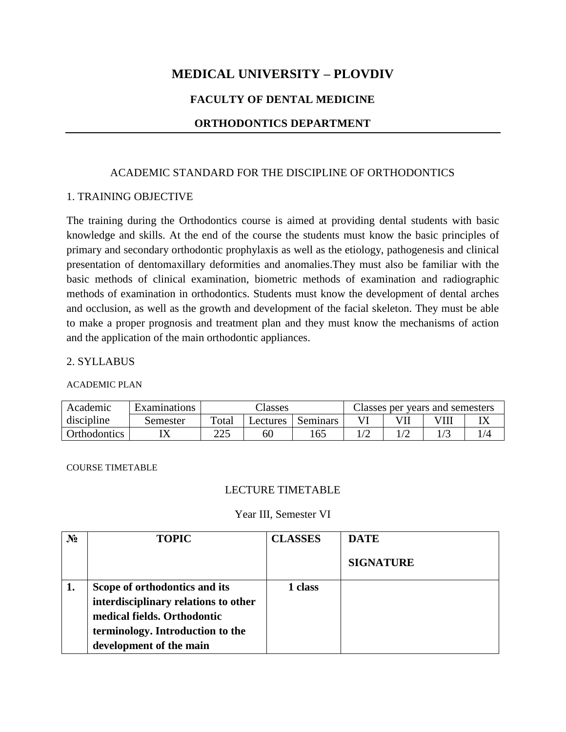# MEDICAL UNIVERSITY – PLOVDIV

## FACULTY OF DENTAL MEDICINE

## ORTHODONTICS DEPARTMENT

---

ACADEMIC STANDARD FOR THE DISCIPLINE OF ORTHODONTICS

1. TRAINING OBJECTIVE

The training during the Orthodontics course is aimed at providing dental students with basic knowledge and skills. At the end of the course the students must know the basic principles of primary and secondary orthodontic prophylaxis as well as the etiology, pathogenesis and clinical presentation of dentomaxillary deformities and anomalies.They must also be familiar with the basic methods of clinical examination, biometric methods of examination and radiographic methods of examination in orthodontics. Students must know the development of dental arches and occlusion, as well as the growth and development of the facial skeleton. They must be able to make a proper prognosis and treatment plan and they must know the mechanisms of action and the application of the main orthodontic appliances.

2. SYLLABUS

ACADEMIC PLAN

| Academic discipline | Examinations | Classes | | | Classes per years and semesters | | | |
|---|---|---|---|---|---|---|---|---|
| | Semester | Total | Lectures | Seminars | VI | VII | VIII | IX |
| Orthodontics | IX | 225 | 60 | 165 | 1/2 | 1/2 | 1/3 | 1/4 |

COURSE TIMETABLE

LECTURE TIMETABLE

Year III, Semester VI

| № | TOPIC | CLASSES | DATE<br><br>SIGNATURE |
|---|---|---|---|
| **1.** | **Scope of orthodontics and its interdisciplinary relations to other medical fields. Orthodontic terminology. Introduction to the development of the main** | **1 class** | |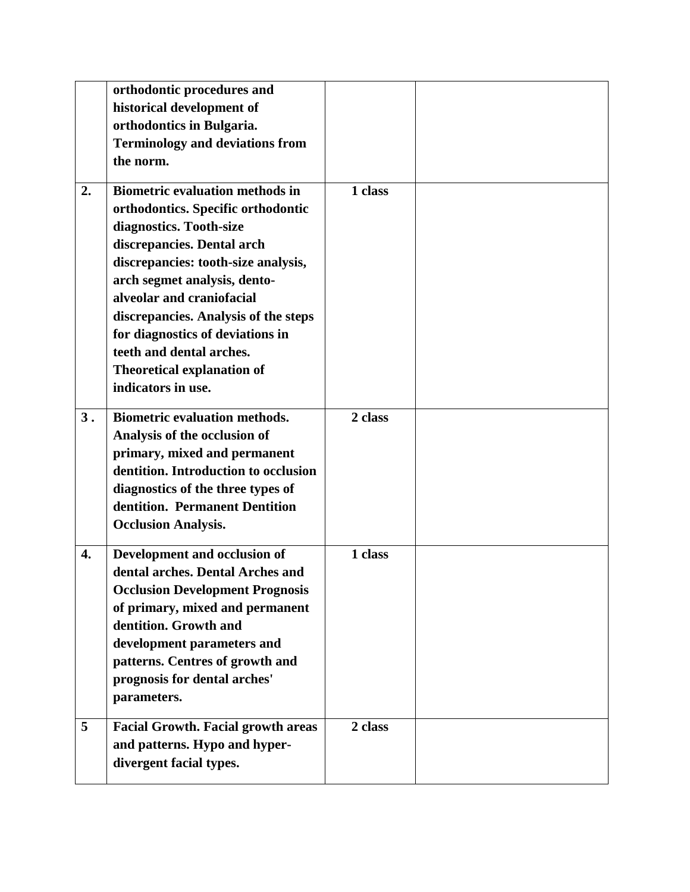| | | | |
|---|---|---|---|
| | **orthodontic procedures and historical development of orthodontics in Bulgaria. Terminology and deviations from the norm.** | | |
| **2.** | **Biometric evaluation methods in orthodontics. Specific orthodontic diagnostics. Tooth-size discrepancies. Dental arch discrepancies: tooth-size analysis, arch segmet analysis, dento-alveolar and craniofacial discrepancies. Analysis of the steps for diagnostics of deviations in teeth and dental arches. Theoretical explanation of indicators in use.** | **1 class** | |
| **3 .** | **Biometric evaluation methods. Analysis of the occlusion of primary, mixed and permanent dentition. Introduction to occlusion diagnostics of the three types of dentition. Permanent Dentition Occlusion Analysis.** | **2 class** | |
| **4.** | **Development and occlusion of dental arches. Dental Arches and Occlusion Development Prognosis of primary, mixed and permanent dentition. Growth and development parameters and patterns. Centres of growth and prognosis for dental arches' parameters.** | **1 class** | |
| **5** | **Facial Growth. Facial growth areas and patterns. Hypo and hyper-divergent facial types.** | **2 class** | |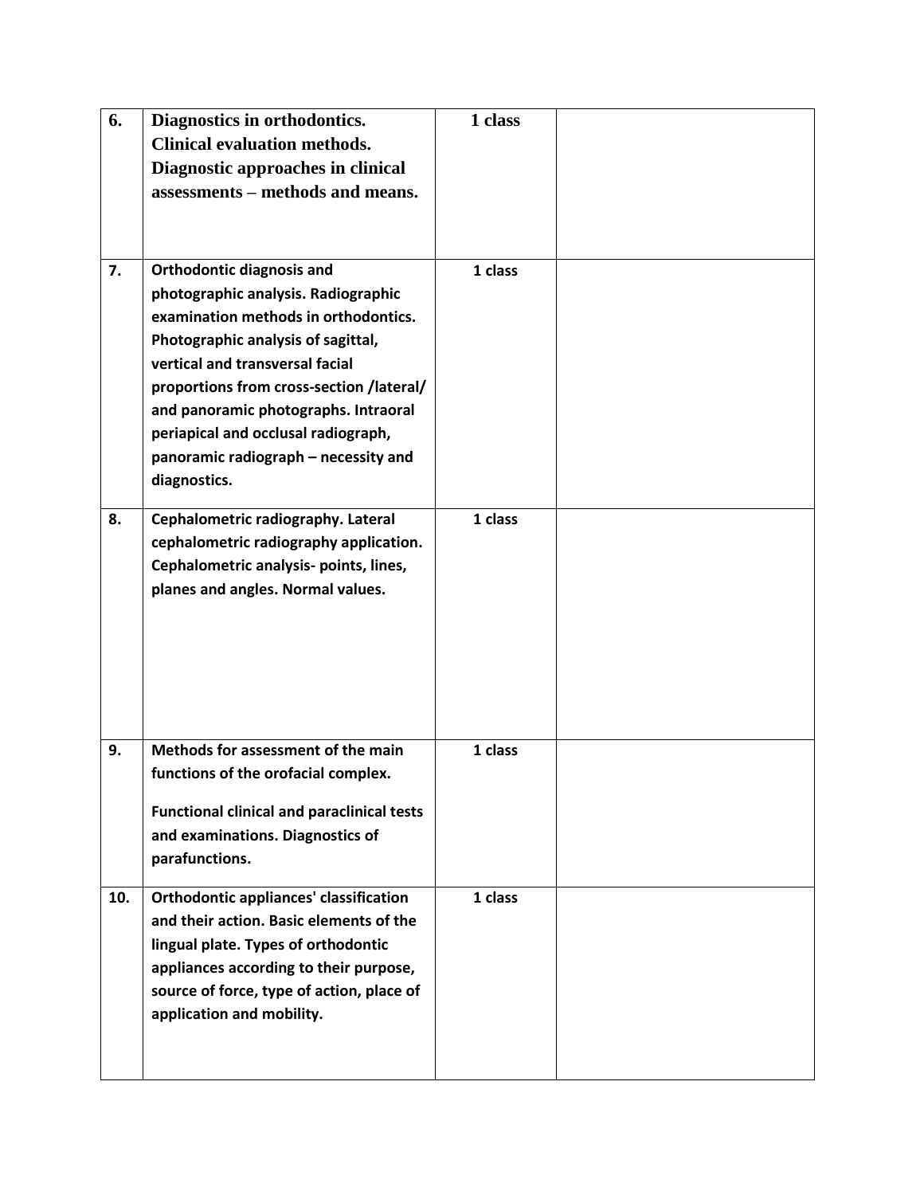| 6. | **Diagnostics in orthodontics. Clinical evaluation methods. Diagnostic approaches in clinical assessments – methods and means.** | **1 class** | |
|---|---|---|---|
| **7.** | **Orthodontic diagnosis and photographic analysis. Radiographic examination methods in orthodontics. Photographic analysis of sagittal, vertical and transversal facial proportions from cross-section /lateral/ and panoramic photographs. Intraoral periapical and occlusal radiograph, panoramic radiograph – necessity and diagnostics.** | **1 class** | |
| **8.** | **Cephalometric radiography. Lateral cephalometric radiography application. Cephalometric analysis- points, lines, planes and angles. Normal values.** | **1 class** | |
| **9.** | **Methods for assessment of the main functions of the orofacial complex.** <br><br> **Functional clinical and paraclinical tests and examinations. Diagnostics of parafunctions.** | **1 class** | |
| **10.** | **Orthodontic appliances' classification and their action. Basic elements of the lingual plate. Types of orthodontic appliances according to their purpose, source of force, type of action, place of application and mobility.** | **1 class** | |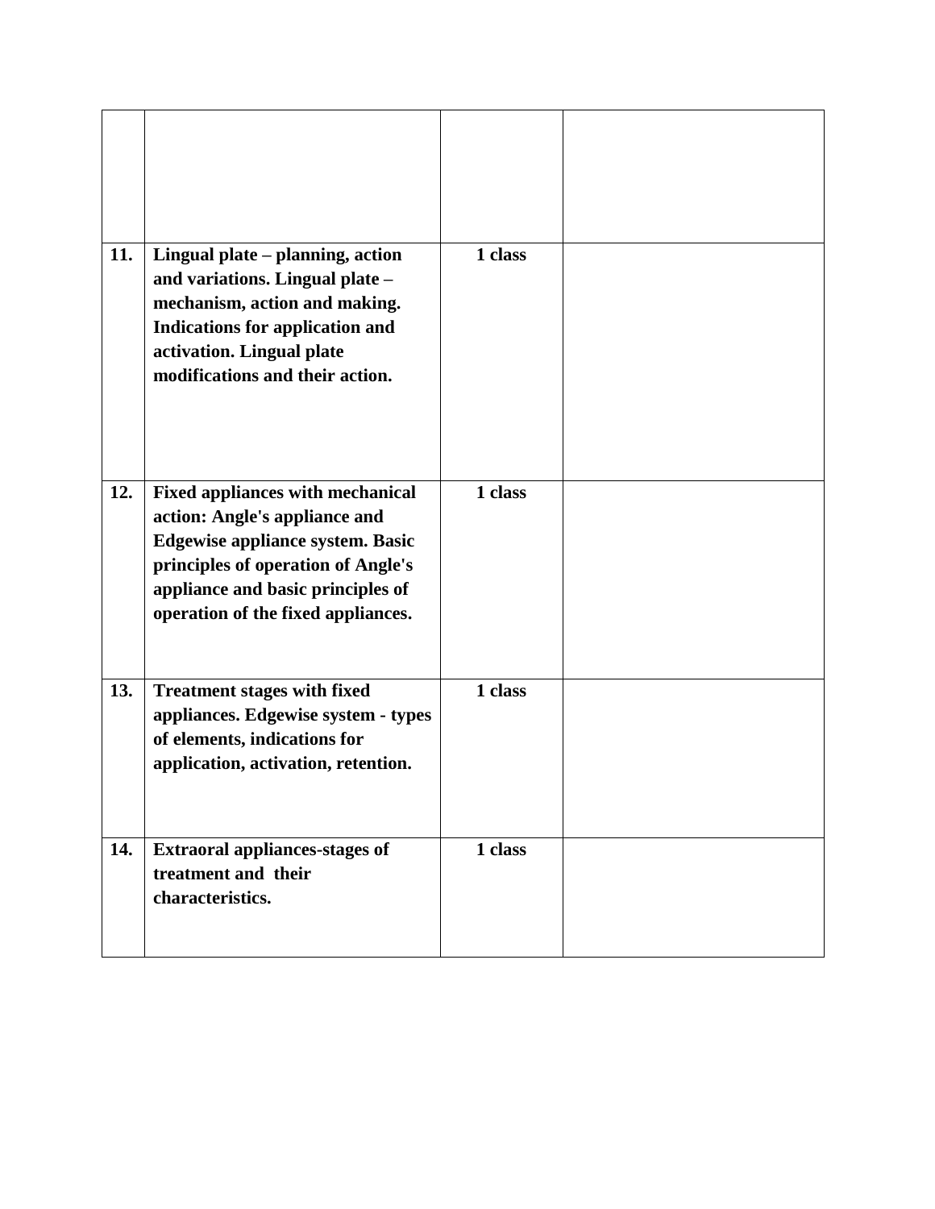| | | | |
|---|---|---|---|
| | | | |
| **11.** | **Lingual plate – planning, action and variations. Lingual plate – mechanism, action and making. Indications for application and activation. Lingual plate modifications and their action.** | **1 class** | |
| **12.** | **Fixed appliances with mechanical action: Angle's appliance and Edgewise appliance system. Basic principles of operation of Angle's appliance and basic principles of operation of the fixed appliances.** | **1 class** | |
| **13.** | **Treatment stages with fixed appliances. Edgewise system - types of elements, indications for application, activation, retention.** | **1 class** | |
| **14.** | **Extraoral appliances-stages of treatment and their characteristics.** | **1 class** | |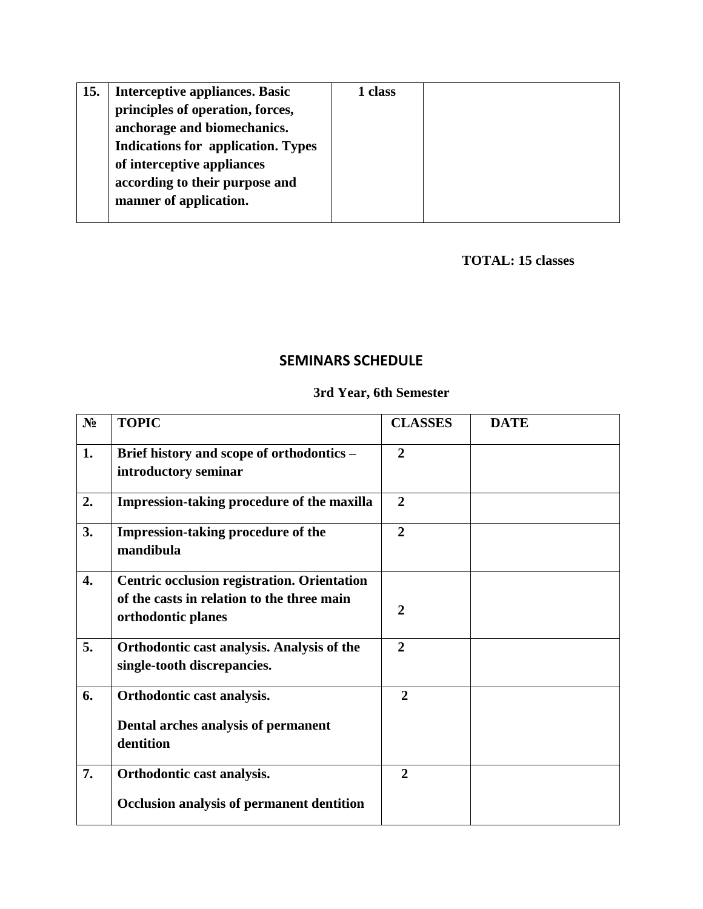| | | | |
|---|---|---|---|
| **15.** | **Interceptive appliances. Basic principles of operation, forces, anchorage and biomechanics. Indications for application. Types of interceptive appliances according to their purpose and manner of application.** | **1 class** | |

**TOTAL: 15 classes**

## SEMINARS SCHEDULE

**3rd Year, 6th Semester**

| **№** | **TOPIC** | **CLASSES** | **DATE** |
|---|---|---|---|
| **1.** | **Brief history and scope of orthodontics – introductory seminar** | **2** | |
| **2.** | **Impression-taking procedure of the maxilla** | **2** | |
| **3.** | **Impression-taking procedure of the mandibula** | **2** | |
| **4.** | **Centric occlusion registration. Orientation of the casts in relation to the three main orthodontic planes** | **2** | |
| **5.** | **Orthodontic cast analysis. Analysis of the single-tooth discrepancies.** | **2** | |
| **6.** | **Orthodontic cast analysis.**<br>**Dental arches analysis of permanent dentition** | **2** | |
| **7.** | **Orthodontic cast analysis.**<br>**Occlusion analysis of permanent dentition** | **2** | |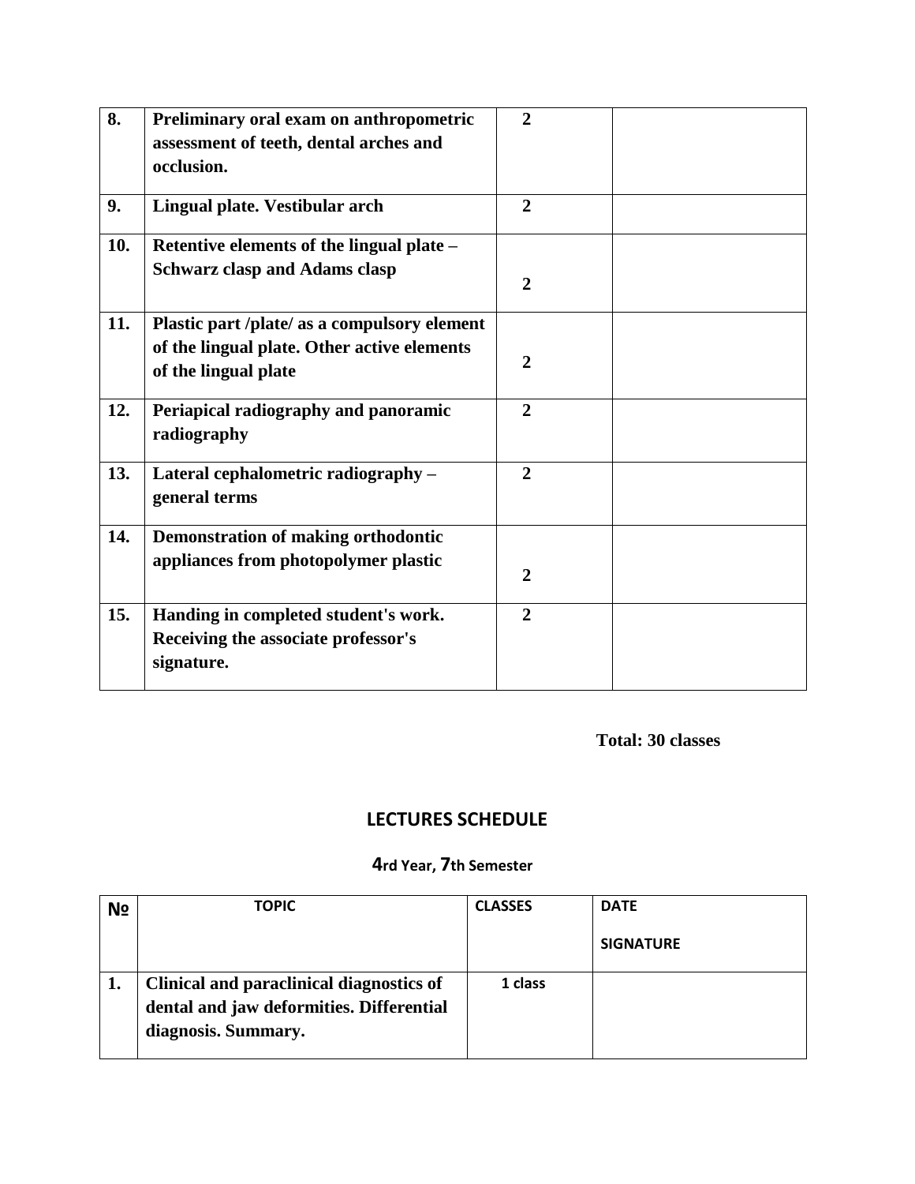| | | | |
|---|---|---|---|
| **8.** | **Preliminary oral exam on anthropometric assessment of teeth, dental arches and occlusion.** | **2** | |
| **9.** | **Lingual plate. Vestibular arch** | **2** | |
| **10.** | **Retentive elements of the lingual plate – Schwarz clasp and Adams clasp** | **2** | |
| **11.** | **Plastic part /plate/ as a compulsory element of the lingual plate. Other active elements of the lingual plate** | **2** | |
| **12.** | **Periapical radiography and panoramic radiography** | **2** | |
| **13.** | **Lateral cephalometric radiography – general terms** | **2** | |
| **14.** | **Demonstration of making orthodontic appliances from photopolymer plastic** | **2** | |
| **15.** | **Handing in completed student's work. Receiving the associate professor's signature.** | **2** | |

**Total: 30 classes**

## LECTURES SCHEDULE

### 4rd Year, 7th Semester

| № | TOPIC | CLASSES | DATE<br>SIGNATURE |
|---|---|---|---|
| **1.** | **Clinical and paraclinical diagnostics of dental and jaw deformities. Differential diagnosis. Summary.** | **1 class** | |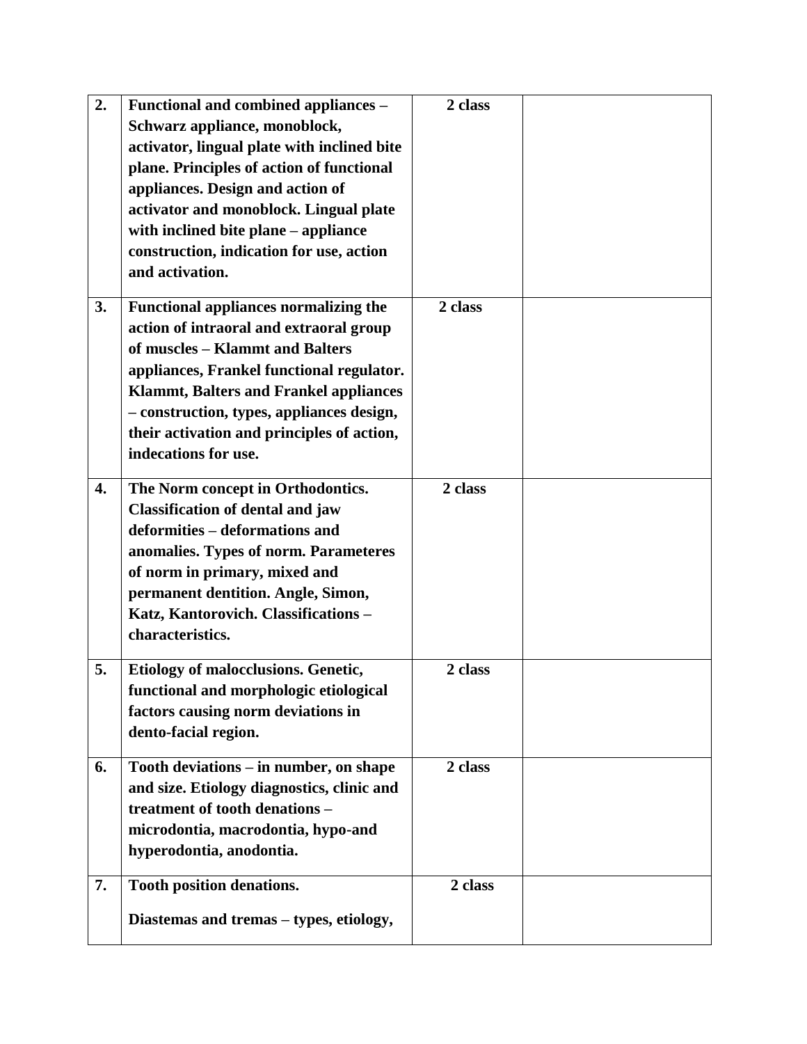| | | | |
|---|---|---|---|
| **2.** | **Functional and combined appliances – Schwarz appliance, monoblock, activator, lingual plate with inclined bite plane. Principles of action of functional appliances. Design and action of activator and monoblock. Lingual plate with inclined bite plane – appliance construction, indication for use, action and activation.** | **2 class** | |
| **3.** | **Functional appliances normalizing the action of intraoral and extraoral group of muscles – Klammt and Balters appliances, Frankel functional regulator. Klammt, Balters and Frankel appliances – construction, types, appliances design, their activation and principles of action, indecations for use.** | **2 class** | |
| **4.** | **The Norm concept in Orthodontics. Classification of dental and jaw deformities – deformations and anomalies. Types of norm. Parameteres of norm in primary, mixed and permanent dentition. Angle, Simon, Katz, Kantorovich. Classifications – characteristics.** | **2 class** | |
| **5.** | **Etiology of malocclusions. Genetic, functional and morphologic etiological factors causing norm deviations in dento-facial region.** | **2 class** | |
| **6.** | **Tooth deviations – in number, on shape and size. Etiology diagnostics, clinic and treatment of tooth denations – microdontia, macrodontia, hypo-and hyperodontia, anodontia.** | **2 class** | |
| **7.** | **Tooth position denations.**<br><br>**Diastemas and tremas – types, etiology,** | **2 class** | |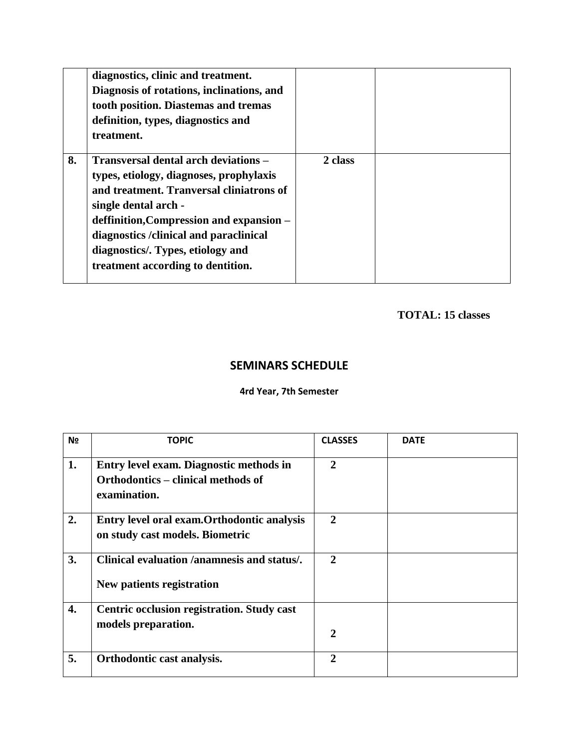| | | | |
|---|---|---|---|
| | **diagnostics, clinic and treatment. Diagnosis of rotations, inclinations, and tooth position. Diastemas and tremas definition, types, diagnostics and treatment.** | | |
| **8.** | **Transversal dental arch deviations – types, etiology, diagnoses, prophylaxis and treatment. Tranversal cliniatrons of single dental arch - deffinition,Compression and expansion – diagnostics /clinical and paraclinical diagnostics/. Types, etiology and treatment according to dentition.** | **2 class** | |

**TOTAL: 15 classes**

## SEMINARS SCHEDULE

**4rd Year, 7th Semester**

| № | TOPIC | CLASSES | DATE |
|---|---|---|---|
| **1.** | **Entry level exam. Diagnostic methods in Orthodontics – clinical methods of examination.** | **2** | |
| **2.** | **Entry level oral exam.Orthodontic analysis on study cast models. Biometric** | **2** | |
| **3.** | **Clinical evaluation /anamnesis and status/. New patients registration** | **2** | |
| **4.** | **Centric occlusion registration. Study cast models preparation.** | **2** | |
| **5.** | **Orthodontic cast analysis.** | **2** | |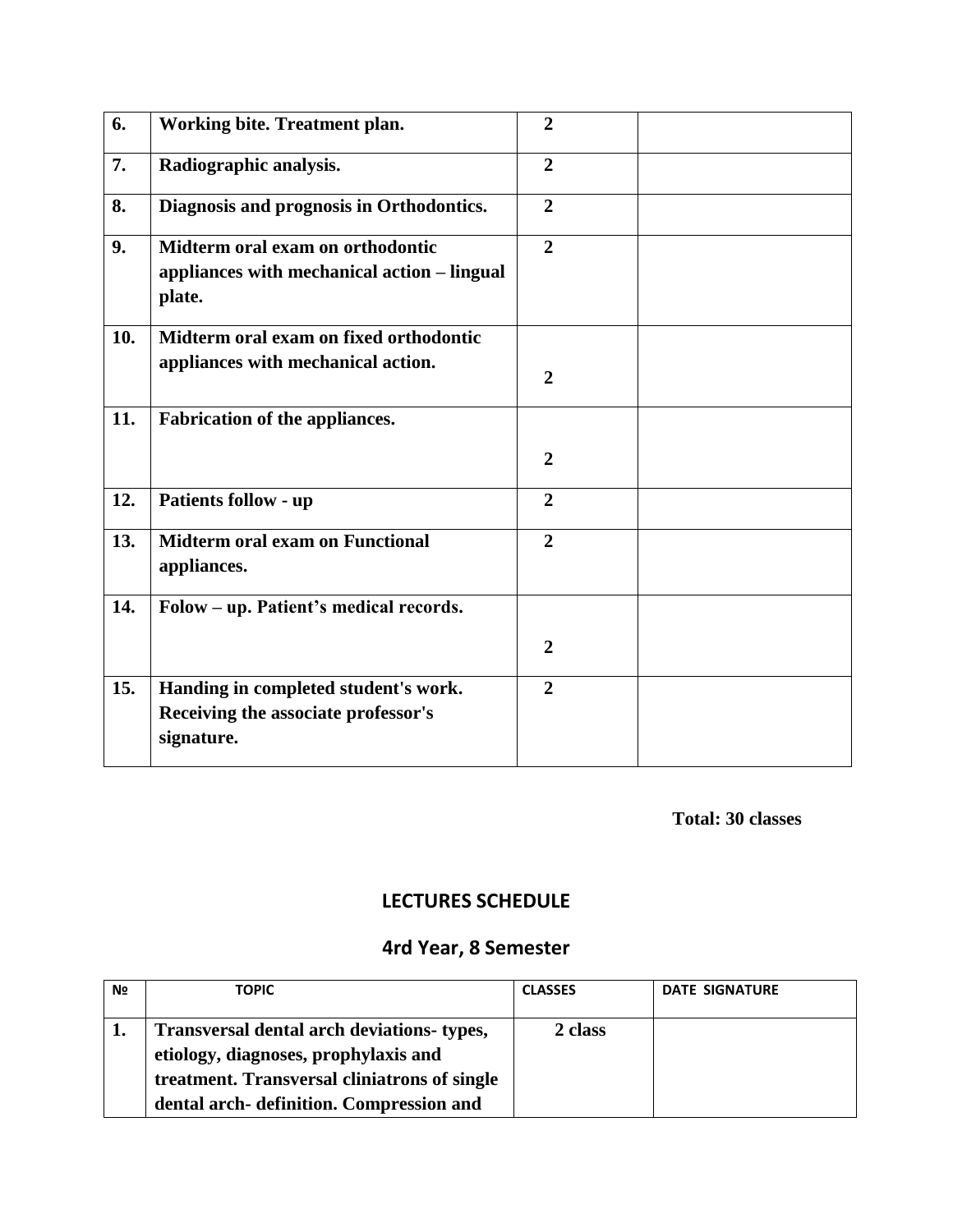| | | | |
|---|---|---|---|
| **6.** | **Working bite. Treatment plan.** | **2** | |
| **7.** | **Radiographic analysis.** | **2** | |
| **8.** | **Diagnosis and prognosis in Orthodontics.** | **2** | |
| **9.** | **Midterm oral exam on orthodontic appliances with mechanical action – lingual plate.** | **2** | |
| **10.** | **Midterm oral exam on fixed orthodontic appliances with mechanical action.** | **2** | |
| **11.** | **Fabrication of the appliances.** | **2** | |
| **12.** | **Patients follow - up** | **2** | |
| **13.** | **Midterm oral exam on Functional appliances.** | **2** | |
| **14.** | **Folow – up. Patient's medical records.** | **2** | |
| **15.** | **Handing in completed student's work. Receiving the associate professor's signature.** | **2** | |

**Total: 30 classes**

## LECTURES SCHEDULE

## 4rd Year, 8 Semester

| № | TOPIC | CLASSES | DATE SIGNATURE |
|---|---|---|---|
| **1.** | **Transversal dental arch deviations- types, etiology, diagnoses, prophylaxis and treatment. Transversal cliniatrons of single dental arch- definition. Compression and** | **2 class** | |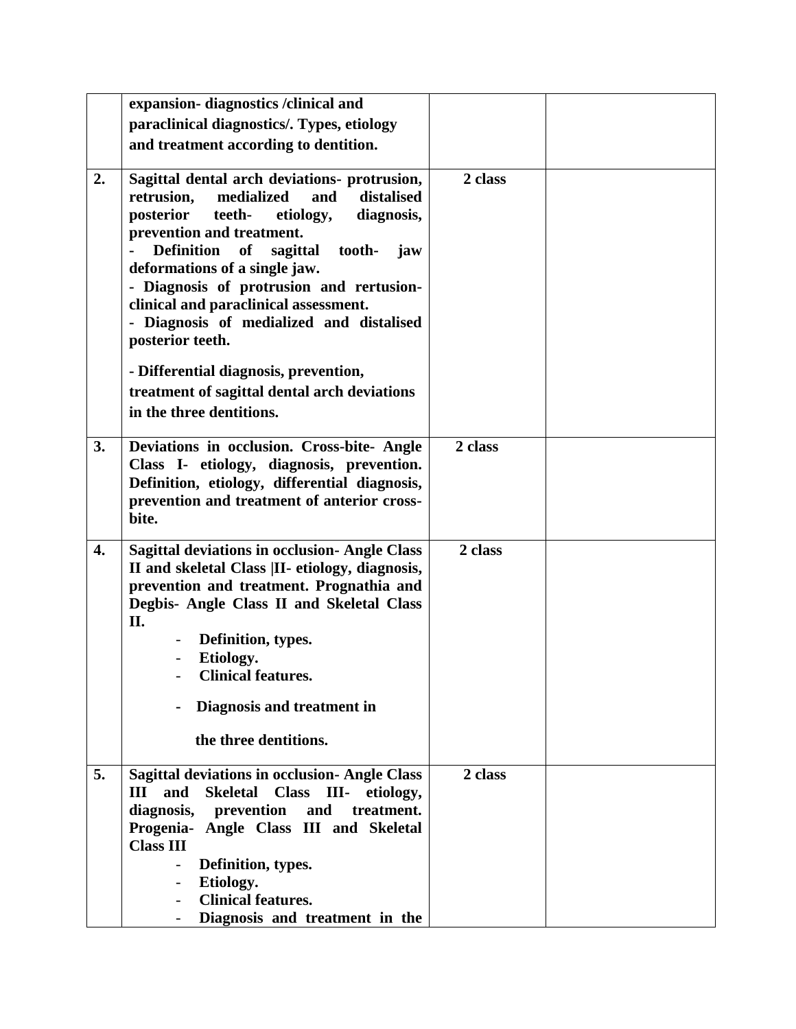| | | | |
|---|---|---|---|
| | **expansion- diagnostics /clinical and paraclinical diagnostics/. Types, etiology and treatment according to dentition.** | | |
| **2.** | **Sagittal dental arch deviations- protrusion, retrusion, medialized and distalised posterior teeth- etiology, diagnosis, prevention and treatment.**<br>**- Definition of sagittal tooth- jaw deformations of a single jaw.**<br>**- Diagnosis of protrusion and rertusion- clinical and paraclinical assessment.**<br>**- Diagnosis of medialized and distalised posterior teeth.**<br>**- Differential diagnosis, prevention, treatment of sagittal dental arch deviations in the three dentitions.** | **2 class** | |
| **3.** | **Deviations in occlusion. Cross-bite- Angle Class I- etiology, diagnosis, prevention. Definition, etiology, differential diagnosis, prevention and treatment of anterior cross-bite.** | **2 class** | |
| **4.** | **Sagittal deviations in occlusion- Angle Class II and skeletal Class \|II- etiology, diagnosis, prevention and treatment. Prognathia and Degbis- Angle Class II and Skeletal Class II.**<br>**- Definition, types.**<br>**- Etiology.**<br>**- Clinical features.**<br>**- Diagnosis and treatment in the three dentitions.** | **2 class** | |
| **5.** | **Sagittal deviations in occlusion- Angle Class III and Skeletal Class III- etiology, diagnosis, prevention and treatment. Progenia- Angle Class III and Skeletal Class III**<br>**- Definition, types.**<br>**- Etiology.**<br>**- Clinical features.**<br>**- Diagnosis and treatment in the** | **2 class** | |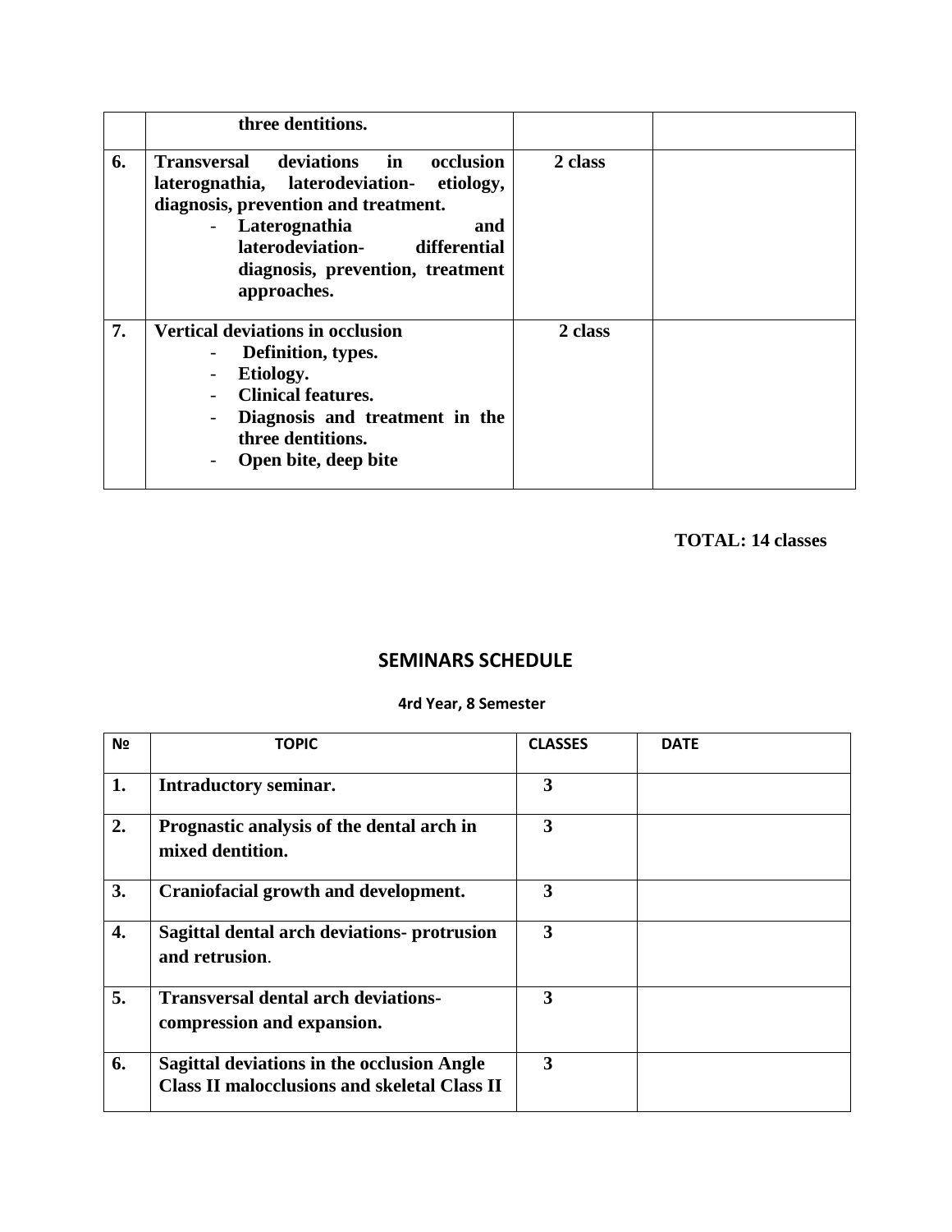|  | three dentitions. |  |  |
| --- | --- | --- | --- |
| **6.** | **Transversal deviations in occlusion laterognathia, laterodeviation- etiology, diagnosis, prevention and treatment.** <br> - **Laterognathia and laterodeviation- differential diagnosis, prevention, treatment approaches.** | **2 class** |  |
| **7.** | **Vertical deviations in occlusion** <br> - **Definition, types.** <br> - **Etiology.** <br> - **Clinical features.** <br> - **Diagnosis and treatment in the three dentitions.** <br> - **Open bite, deep bite** | **2 class** |  |

**TOTAL: 14 classes**

## SEMINARS SCHEDULE

**4rd Year, 8 Semester**

| № | TOPIC | CLASSES | DATE |
| --- | --- | --- | --- |
| **1.** | **Intraductory seminar.** | **3** |  |
| **2.** | **Prognastic analysis of the dental arch in mixed dentition.** | **3** |  |
| **3.** | **Craniofacial growth and development.** | **3** |  |
| **4.** | **Sagittal dental arch deviations- protrusion and retrusion**. | **3** |  |
| **5.** | **Transversal dental arch deviations- compression and expansion.** | **3** |  |
| **6.** | **Sagittal deviations in the occlusion Angle Class II malocclusions and skeletal Class II** | **3** |  |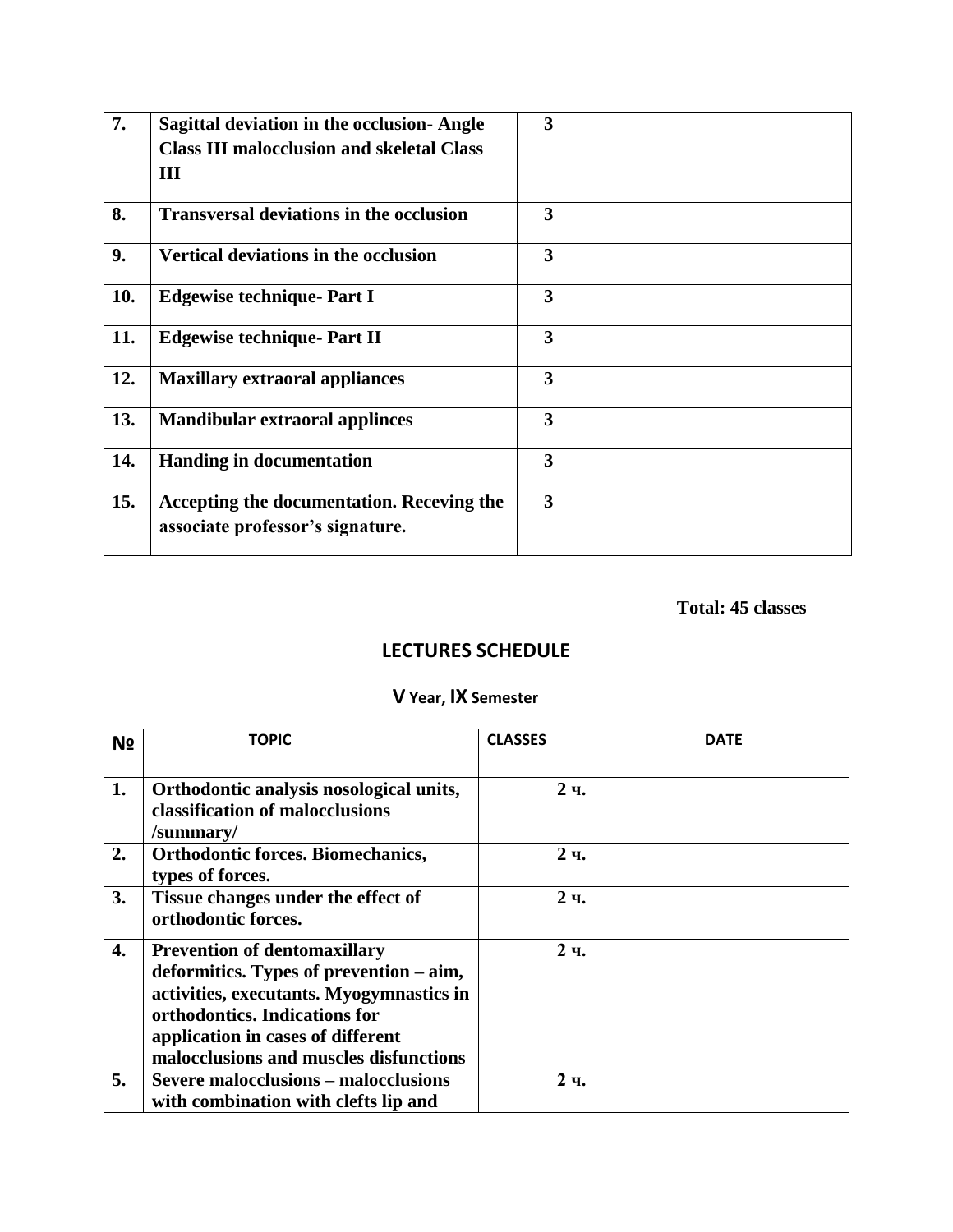| 7. | **Sagittal deviation in the occlusion- Angle Class III malocclusion and skeletal Class III** | **3** | |
|---|---|---|---|
| **8.** | **Transversal deviations in the occlusion** | **3** | |
| **9.** | **Vertical deviations in the occlusion** | **3** | |
| **10.** | **Edgewise technique- Part I** | **3** | |
| **11.** | **Edgewise technique- Part II** | **3** | |
| **12.** | **Maxillary extraoral appliances** | **3** | |
| **13.** | **Mandibular extraoral applinces** | **3** | |
| **14.** | **Handing in documentation** | **3** | |
| **15.** | **Accepting the documentation. Receving the associate professor's signature.** | **3** | |

**Total: 45 classes**

## LECTURES SCHEDULE

### V Year, IX Semester

| № | TOPIC | CLASSES | DATE |
|---|---|---|---|
| **1.** | **Orthodontic analysis nosological units, classification of malocclusions /summary/** | **2 ч.** | |
| **2.** | **Orthodontic forces. Biomechanics, types of forces.** | **2 ч.** | |
| **3.** | **Tissue changes under the effect of orthodontic forces.** | **2 ч.** | |
| **4.** | **Prevention of dentomaxillary deformitics. Types of prevention – aim, activities, executants. Myogymnastics in orthodontics. Indications for application in cases of different malocclusions and muscles disfunctions** | **2 ч.** | |
| **5.** | **Severe malocclusions – malocclusions with combination with clefts lip and** | **2 ч.** | |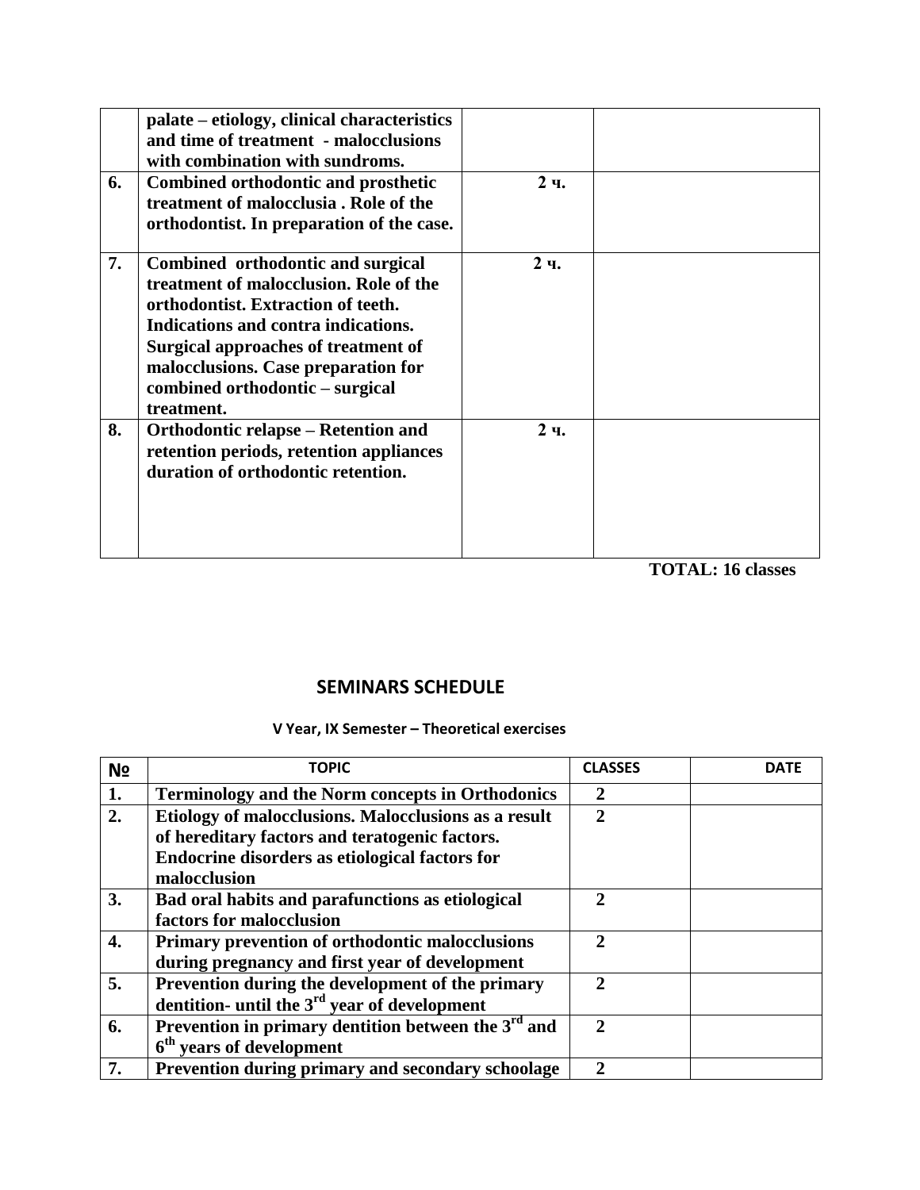| | | | |
|---|---|---|---|
| | palate – etiology, clinical characteristics and time of treatment - malocclusions with combination with sundroms. | | |
| 6. | Combined orthodontic and prosthetic treatment of malocclusia . Role of the orthodontist. In preparation of the case. | 2 ч. | |
| 7. | Combined orthodontic and surgical treatment of malocclusion. Role of the orthodontist. Extraction of teeth. Indications and contra indications. Surgical approaches of treatment of malocclusions. Case preparation for combined orthodontic – surgical treatment. | 2 ч. | |
| 8. | Orthodontic relapse – Retention and retention periods, retention appliances duration of orthodontic retention. | 2 ч. | |

**TOTAL: 16 classes**

## SEMINARS SCHEDULE

**V Year, IX Semester – Theoretical exercises**

| № | TOPIC | CLASSES | DATE |
|---|---|---|---|
| 1. | Terminology and the Norm concepts in Orthodonics | 2 | |
| 2. | Etiology of malocclusions. Malocclusions as a result of hereditary factors and teratogenic factors. Endocrine disorders as etiological factors for malocclusion | 2 | |
| 3. | Bad oral habits and parafunctions as etiological factors for malocclusion | 2 | |
| 4. | Primary prevention of orthodontic malocclusions during pregnancy and first year of development | 2 | |
| 5. | Prevention during the development of the primary dentition- until the 3rd year of development | 2 | |
| 6. | Prevention in primary dentition between the 3rd and 6th years of development | 2 | |
| 7. | Prevention during primary and secondary schoolage | 2 | |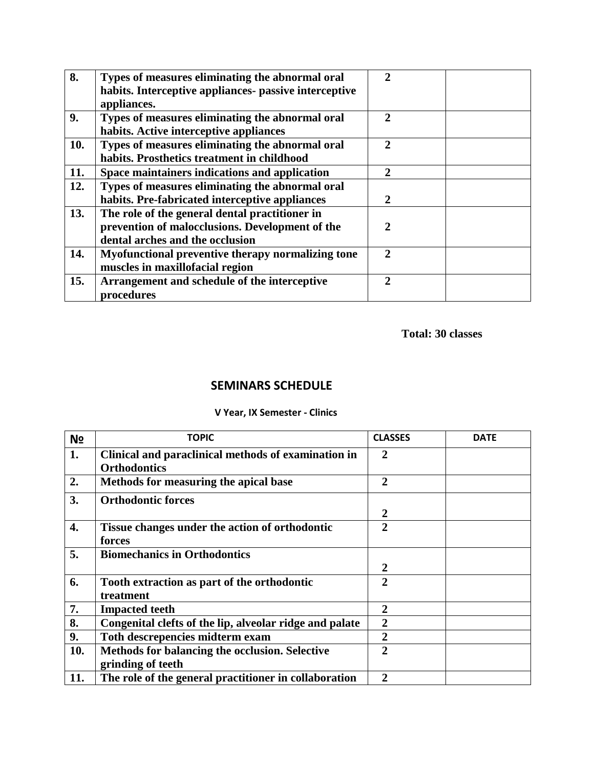| | | | |
|---|---|---|---|
| **8.** | **Types of measures eliminating the abnormal oral habits. Interceptive appliances- passive interceptive appliances.** | **2** | |
| **9.** | **Types of measures eliminating the abnormal oral habits. Active interceptive appliances** | **2** | |
| **10.** | **Types of measures eliminating the abnormal oral habits. Prosthetics treatment in childhood** | **2** | |
| **11.** | **Space maintainers indications and application** | **2** | |
| **12.** | **Types of measures eliminating the abnormal oral habits. Pre-fabricated interceptive appliances** | **2** | |
| **13.** | **The role of the general dental practitioner in prevention of malocclusions. Development of the dental arches and the occlusion** | **2** | |
| **14.** | **Myofunctional preventive therapy normalizing tone muscles in maxillofacial region** | **2** | |
| **15.** | **Arrangement and schedule of the interceptive procedures** | **2** | |

**Total: 30 classes**

## SEMINARS SCHEDULE

**V Year, IX Semester - Clinics**

| № | TOPIC | CLASSES | DATE |
|---|---|---|---|
| **1.** | **Clinical and paraclinical methods of examination in Orthodontics** | **2** | |
| **2.** | **Methods for measuring the apical base** | **2** | |
| **3.** | **Orthodontic forces** | **2** | |
| **4.** | **Tissue changes under the action of orthodontic forces** | **2** | |
| **5.** | **Biomechanics in Orthodontics** | **2** | |
| **6.** | **Tooth extraction as part of the orthodontic treatment** | **2** | |
| **7.** | **Impacted teeth** | **2** | |
| **8.** | **Congenital clefts of the lip, alveolar ridge and palate** | **2** | |
| **9.** | **Toth descrepencies midterm exam** | **2** | |
| **10.** | **Methods for balancing the occlusion. Selective grinding of teeth** | **2** | |
| **11.** | **The role of the general practitioner in collaboration** | **2** | |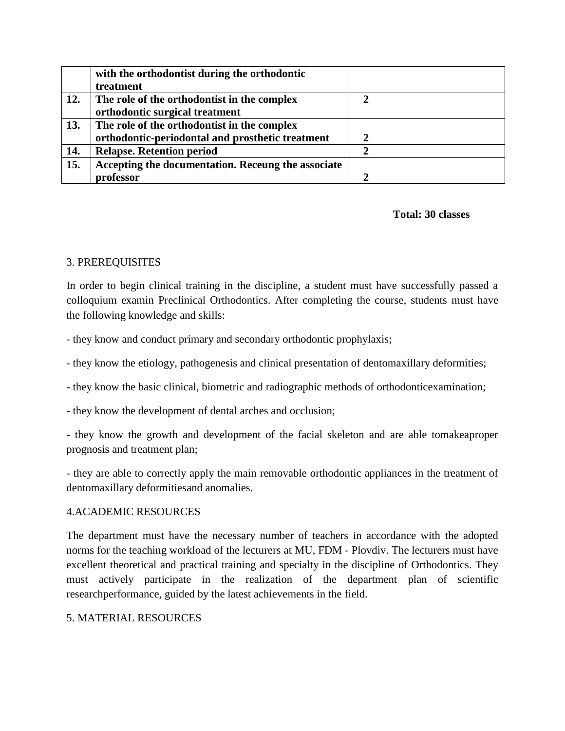| | | | |
|---|---|---|---|
| | **with the orthodontist during the orthodontic treatment** | | |
| **12.** | **The role of the orthodontist in the complex orthodontic surgical treatment** | **2** | |
| **13.** | **The role of the orthodontist in the complex orthodontic-periodontal and prosthetic treatment** | **2** | |
| **14.** | **Relapse. Retention period** | **2** | |
| **15.** | **Accepting the documentation. Receung the associate professor** | **2** | |

**Total: 30 classes**

3. PREREQUISITES

In order to begin clinical training in the discipline, a student must have successfully passed a colloquium examin Preclinical Orthodontics. After completing the course, students must have the following knowledge and skills:

- they know and conduct primary and secondary orthodontic prophylaxis;

- they know the etiology, pathogenesis and clinical presentation of dentomaxillary deformities;

- they know the basic clinical, biometric and radiographic methods of orthodonticexamination;

- they know the development of dental arches and occlusion;

- they know the growth and development of the facial skeleton and are able tomakeaproper prognosis and treatment plan;

- they are able to correctly apply the main removable orthodontic appliances in the treatment of dentomaxillary deformitiesand anomalies.

4.ACADEMIC RESOURCES

The department must have the necessary number of teachers in accordance with the adopted norms for the teaching workload of the lecturers at MU, FDM - Plovdiv. The lecturers must have excellent theoretical and practical training and specialty in the discipline of Orthodontics. They must actively participate in the realization of the department plan of scientific researchperformance, guided by the latest achievements in the field.

5. MATERIAL RESOURCES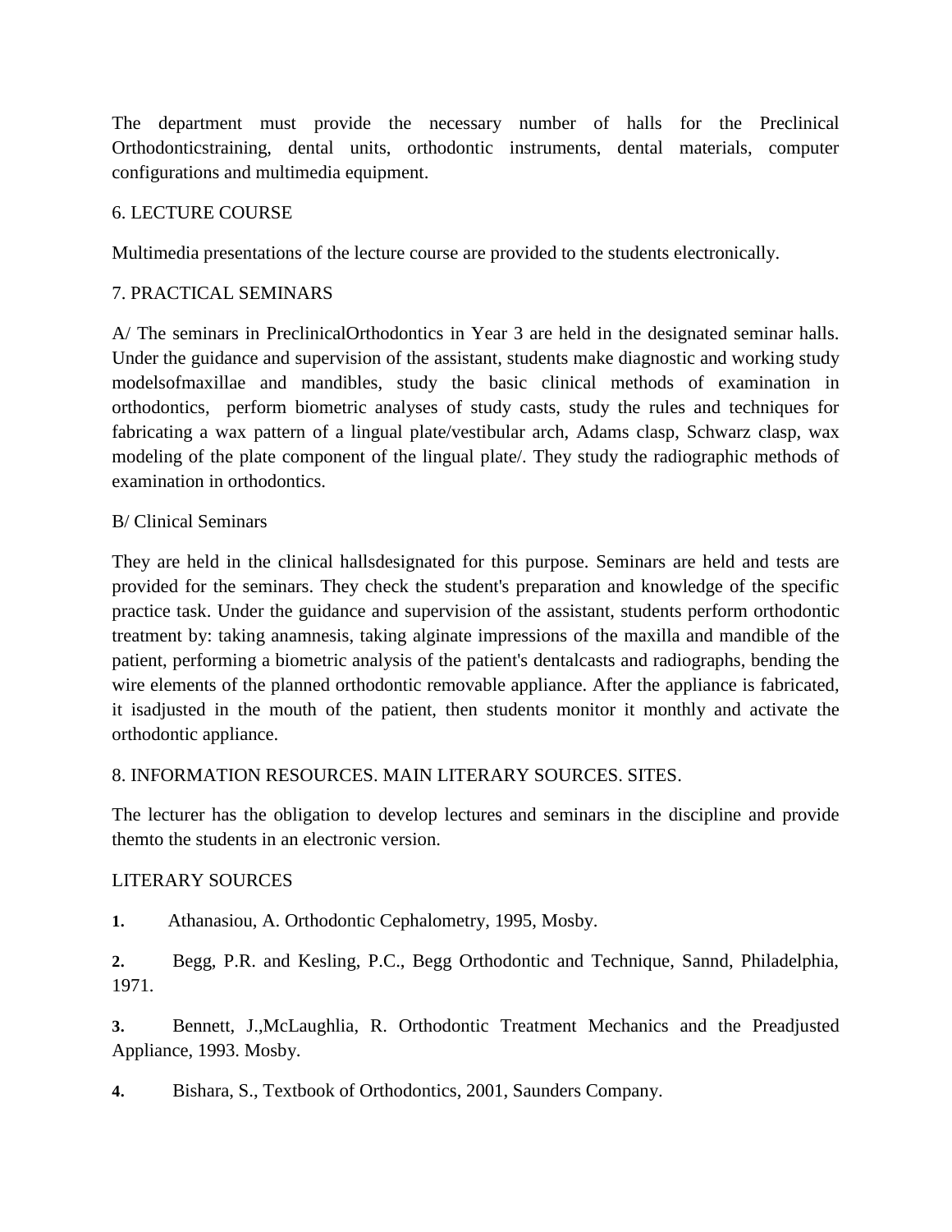The department must provide the necessary number of halls for the Preclinical Orthodonticstraining, dental units, orthodontic instruments, dental materials, computer configurations and multimedia equipment.

6. LECTURE COURSE

Multimedia presentations of the lecture course are provided to the students electronically.

7. PRACTICAL SEMINARS

A/ The seminars in PreclinicalOrthodontics in Year 3 are held in the designated seminar halls. Under the guidance and supervision of the assistant, students make diagnostic and working study modelsofmaxillae and mandibles, study the basic clinical methods of examination in orthodontics, perform biometric analyses of study casts, study the rules and techniques for fabricating a wax pattern of a lingual plate/vestibular arch, Adams clasp, Schwarz clasp, wax modeling of the plate component of the lingual plate/. They study the radiographic methods of examination in orthodontics.

B/ Clinical Seminars

They are held in the clinical hallsdesignated for this purpose. Seminars are held and tests are provided for the seminars. They check the student's preparation and knowledge of the specific practice task. Under the guidance and supervision of the assistant, students perform orthodontic treatment by: taking anamnesis, taking alginate impressions of the maxilla and mandible of the patient, performing a biometric analysis of the patient's dentalcasts and radiographs, bending the wire elements of the planned orthodontic removable appliance. After the appliance is fabricated, it isadjusted in the mouth of the patient, then students monitor it monthly and activate the orthodontic appliance.

8. INFORMATION RESOURCES. MAIN LITERARY SOURCES. SITES.

The lecturer has the obligation to develop lectures and seminars in the discipline and provide themto the students in an electronic version.

LITERARY SOURCES

1. Athanasiou, A. Orthodontic Cephalometry, 1995, Mosby.
2. Begg, P.R. and Kesling, P.C., Begg Orthodontic and Technique, Sannd, Philadelphia, 1971.
3. Bennett, J.,McLaughlia, R. Orthodontic Treatment Mechanics and the Preadjusted Appliance, 1993. Mosby.
4. Bishara, S., Textbook of Orthodontics, 2001, Saunders Company.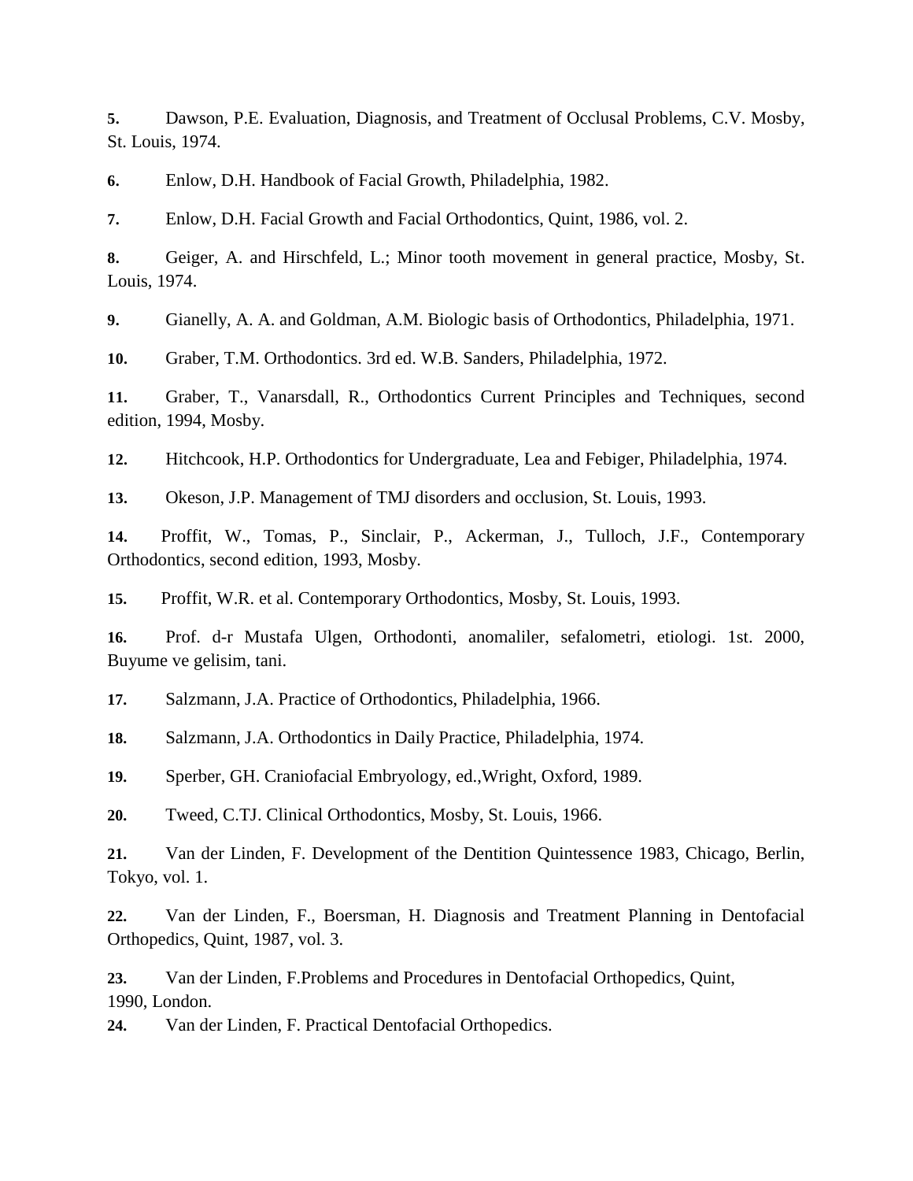**5.** Dawson, P.E. Evaluation, Diagnosis, and Treatment of Occlusal Problems, C.V. Mosby, St. Louis, 1974.

**6.** Enlow, D.H. Handbook of Facial Growth, Philadelphia, 1982.

**7.** Enlow, D.H. Facial Growth and Facial Orthodontics, Quint, 1986, vol. 2.

**8.** Geiger, A. and Hirschfeld, L.; Minor tooth movement in general practice, Mosby, St. Louis, 1974.

**9.** Gianelly, A. A. and Goldman, A.M. Biologic basis of Orthodontics, Philadelphia, 1971.

**10.** Graber, T.M. Orthodontics. 3rd ed. W.B. Sanders, Philadelphia, 1972.

**11.** Graber, T., Vanarsdall, R., Orthodontics Current Principles and Techniques, second edition, 1994, Mosby.

**12.** Hitchcook, H.P. Orthodontics for Undergraduate, Lea and Febiger, Philadelphia, 1974.

**13.** Okeson, J.P. Management of TMJ disorders and occlusion, St. Louis, 1993.

**14.** Proffit, W., Tomas, P., Sinclair, P., Ackerman, J., Tulloch, J.F., Contemporary Orthodontics, second edition, 1993, Mosby.

**15.** Proffit, W.R. et al. Contemporary Orthodontics, Mosby, St. Louis, 1993.

**16.** Prof. d-r Mustafa Ulgen, Orthodonti, anomaliler, sefalometri, etiologi. 1st. 2000, Buyume ve gelisim, tani.

**17.** Salzmann, J.A. Practice of Orthodontics, Philadelphia, 1966.

**18.** Salzmann, J.A. Orthodontics in Daily Practice, Philadelphia, 1974.

**19.** Sperber, GH. Craniofacial Embryology, ed.,Wright, Oxford, 1989.

**20.** Tweed, C.TJ. Clinical Orthodontics, Mosby, St. Louis, 1966.

**21.** Van der Linden, F. Development of the Dentition Quintessence 1983, Chicago, Berlin, Tokyo, vol. 1.

**22.** Van der Linden, F., Boersman, H. Diagnosis and Treatment Planning in Dentofacial Orthopedics, Quint, 1987, vol. 3.

**23.** Van der Linden, F.Problems and Procedures in Dentofacial Orthopedics, Quint, 1990, London.

**24.** Van der Linden, F. Practical Dentofacial Orthopedics.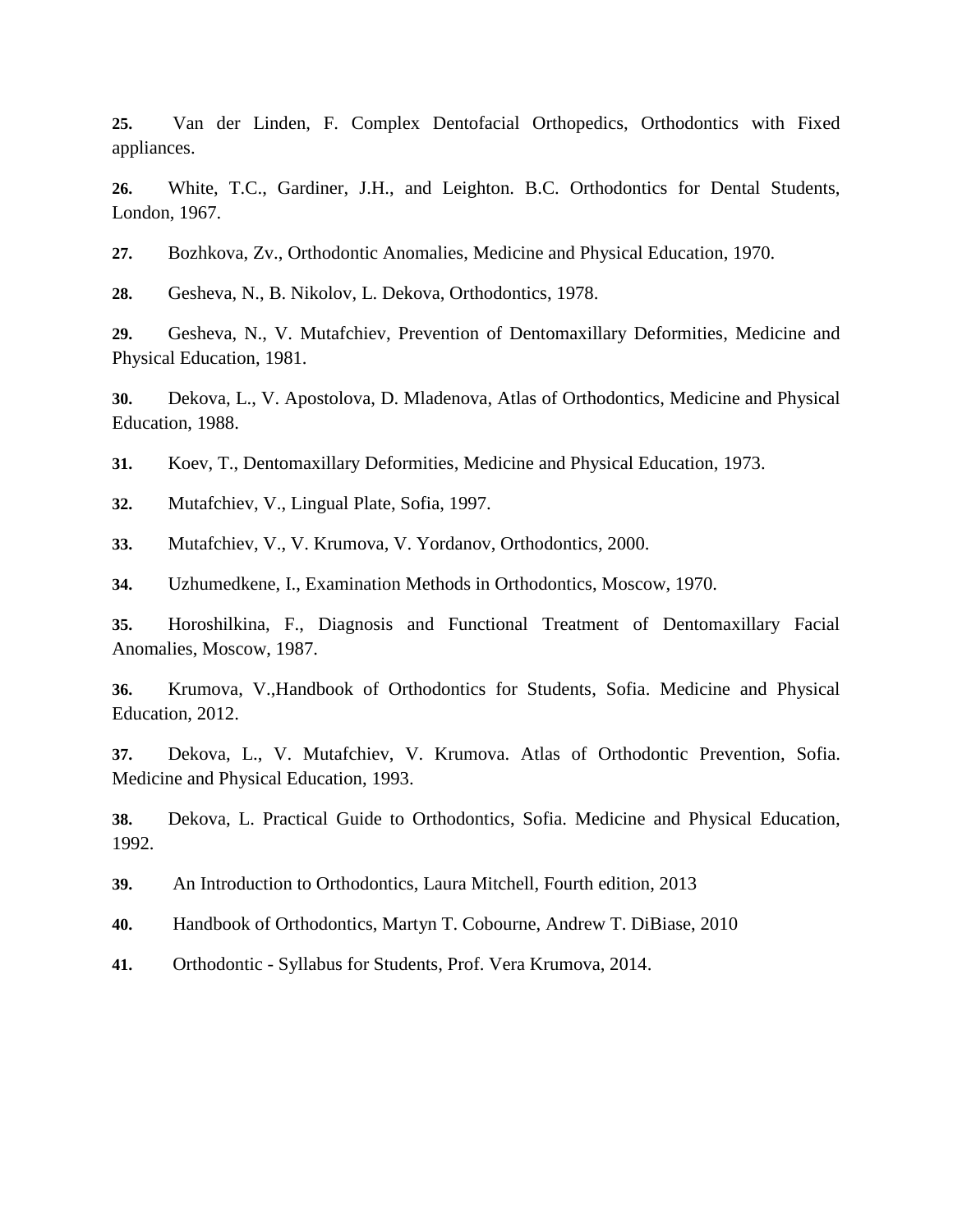**25.** Van der Linden, F. Complex Dentofacial Orthopedics, Orthodontics with Fixed appliances.

**26.** White, T.C., Gardiner, J.H., and Leighton. B.C. Orthodontics for Dental Students, London, 1967.

**27.** Bozhkova, Zv., Orthodontic Anomalies, Medicine and Physical Education, 1970.

**28.** Gesheva, N., B. Nikolov, L. Dekova, Orthodontics, 1978.

**29.** Gesheva, N., V. Mutafchiev, Prevention of Dentomaxillary Deformities, Medicine and Physical Education, 1981.

**30.** Dekova, L., V. Apostolova, D. Mladenova, Atlas of Orthodontics, Medicine and Physical Education, 1988.

**31.** Koev, T., Dentomaxillary Deformities, Medicine and Physical Education, 1973.

**32.** Mutafchiev, V., Lingual Plate, Sofia, 1997.

**33.** Mutafchiev, V., V. Krumova, V. Yordanov, Orthodontics, 2000.

**34.** Uzhumedkene, I., Examination Methods in Orthodontics, Moscow, 1970.

**35.** Horoshilkina, F., Diagnosis and Functional Treatment of Dentomaxillary Facial Anomalies, Moscow, 1987.

**36.** Krumova, V.,Handbook of Orthodontics for Students, Sofia. Medicine and Physical Education, 2012.

**37.** Dekova, L., V. Mutafchiev, V. Krumova. Atlas of Orthodontic Prevention, Sofia. Medicine and Physical Education, 1993.

**38.** Dekova, L. Practical Guide to Orthodontics, Sofia. Medicine and Physical Education, 1992.

**39.** An Introduction to Orthodontics, Laura Mitchell, Fourth edition, 2013

**40.** Handbook of Orthodontics, Martyn T. Cobourne, Andrew T. DiBiase, 2010

**41.** Orthodontic - Syllabus for Students, Prof. Vera Krumova, 2014.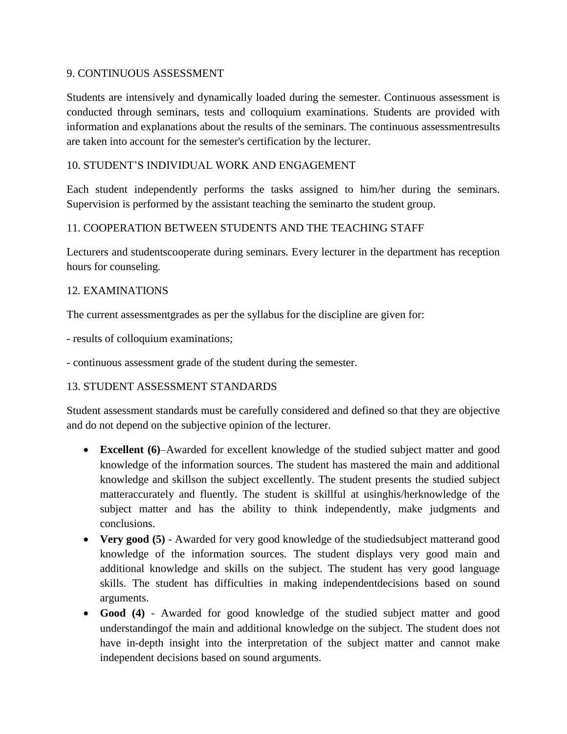## 9. CONTINUOUS ASSESSMENT

Students are intensively and dynamically loaded during the semester. Continuous assessment is conducted through seminars, tests and colloquium examinations. Students are provided with information and explanations about the results of the seminars. The continuous assessmentresults are taken into account for the semester's certification by the lecturer.

## 10. STUDENT'S INDIVIDUAL WORK AND ENGAGEMENT

Each student independently performs the tasks assigned to him/her during the seminars. Supervision is performed by the assistant teaching the seminarto the student group.

## 11. COOPERATION BETWEEN STUDENTS AND THE TEACHING STAFF

Lecturers and studentscooperate during seminars. Every lecturer in the department has reception hours for counseling.

## 12. EXAMINATIONS

The current assessmentgrades as per the syllabus for the discipline are given for:

- results of colloquium examinations;

- continuous assessment grade of the student during the semester.

## 13. STUDENT ASSESSMENT STANDARDS

Student assessment standards must be carefully considered and defined so that they are objective and do not depend on the subjective opinion of the lecturer.

- **Excellent (6)**–Awarded for excellent knowledge of the studied subject matter and good knowledge of the information sources. The student has mastered the main and additional knowledge and skillson the subject excellently. The student presents the studied subject matteraccurately and fluently. The student is skillful at usinghis/herknowledge of the subject matter and has the ability to think independently, make judgments and conclusions.
- **Very good (5)** - Awarded for very good knowledge of the studiedsubject matterand good knowledge of the information sources. The student displays very good main and additional knowledge and skills on the subject. The student has very good language skills. The student has difficulties in making independentdecisions based on sound arguments.
- **Good (4)** - Awarded for good knowledge of the studied subject matter and good understandingof the main and additional knowledge on the subject. The student does not have in-depth insight into the interpretation of the subject matter and cannot make independent decisions based on sound arguments.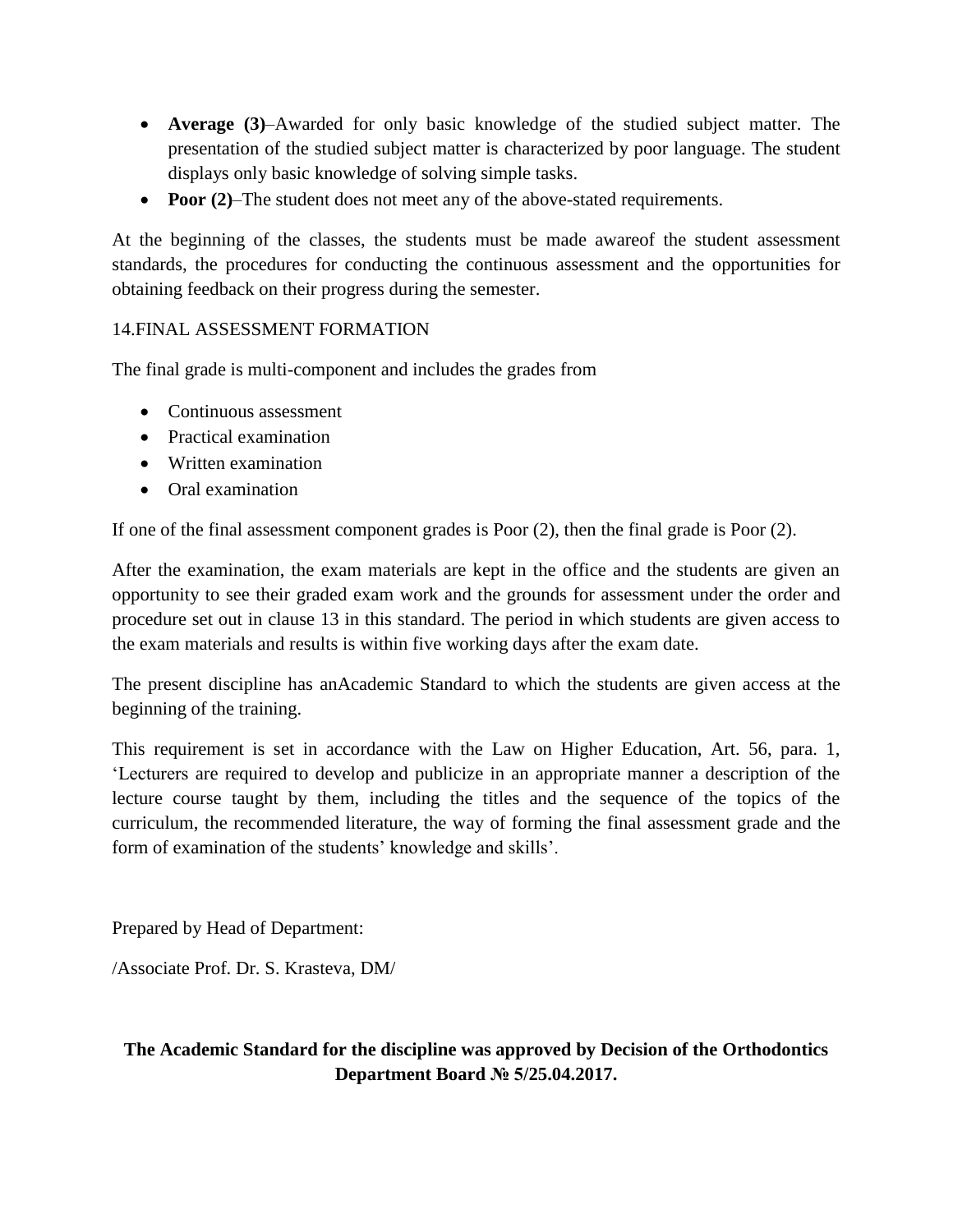- **Average (3)**–Awarded for only basic knowledge of the studied subject matter. The presentation of the studied subject matter is characterized by poor language. The student displays only basic knowledge of solving simple tasks.
- **Poor (2)**–The student does not meet any of the above-stated requirements.

At the beginning of the classes, the students must be made awareof the student assessment standards, the procedures for conducting the continuous assessment and the opportunities for obtaining feedback on their progress during the semester.

14.FINAL ASSESSMENT FORMATION

The final grade is multi-component and includes the grades from

- Continuous assessment
- Practical examination
- Written examination
- Oral examination

If one of the final assessment component grades is Poor (2), then the final grade is Poor (2).

After the examination, the exam materials are kept in the office and the students are given an opportunity to see their graded exam work and the grounds for assessment under the order and procedure set out in clause 13 in this standard. The period in which students are given access to the exam materials and results is within five working days after the exam date.

The present discipline has anAcademic Standard to which the students are given access at the beginning of the training.

This requirement is set in accordance with the Law on Higher Education, Art. 56, para. 1, 'Lecturers are required to develop and publicize in an appropriate manner a description of the lecture course taught by them, including the titles and the sequence of the topics of the curriculum, the recommended literature, the way of forming the final assessment grade and the form of examination of the students' knowledge and skills'.

Prepared by Head of Department:

/Associate Prof. Dr. S. Krasteva, DM/

**The Academic Standard for the discipline was approved by Decision of the Orthodontics Department Board № 5/25.04.2017.**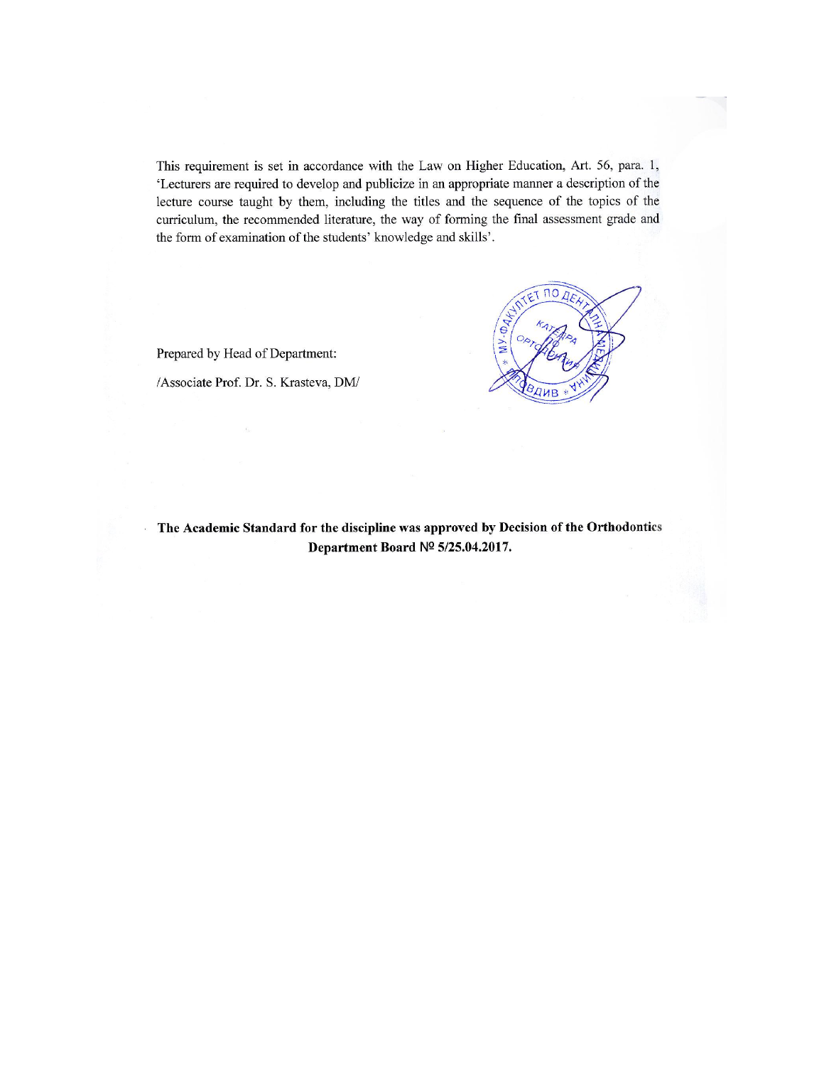This requirement is set in accordance with the Law on Higher Education, Art. 56, para. 1, 'Lecturers are required to develop and publicize in an appropriate manner a description of the lecture course taught by them, including the titles and the sequence of the topics of the curriculum, the recommended literature, the way of forming the final assessment grade and the form of examination of the students' knowledge and skills'.

Prepared by Head of Department:

/Associate Prof. Dr. S. Krasteva, DM/

**The Academic Standard for the discipline was approved by Decision of the Orthodontics Department Board № 5/25.04.2017.**